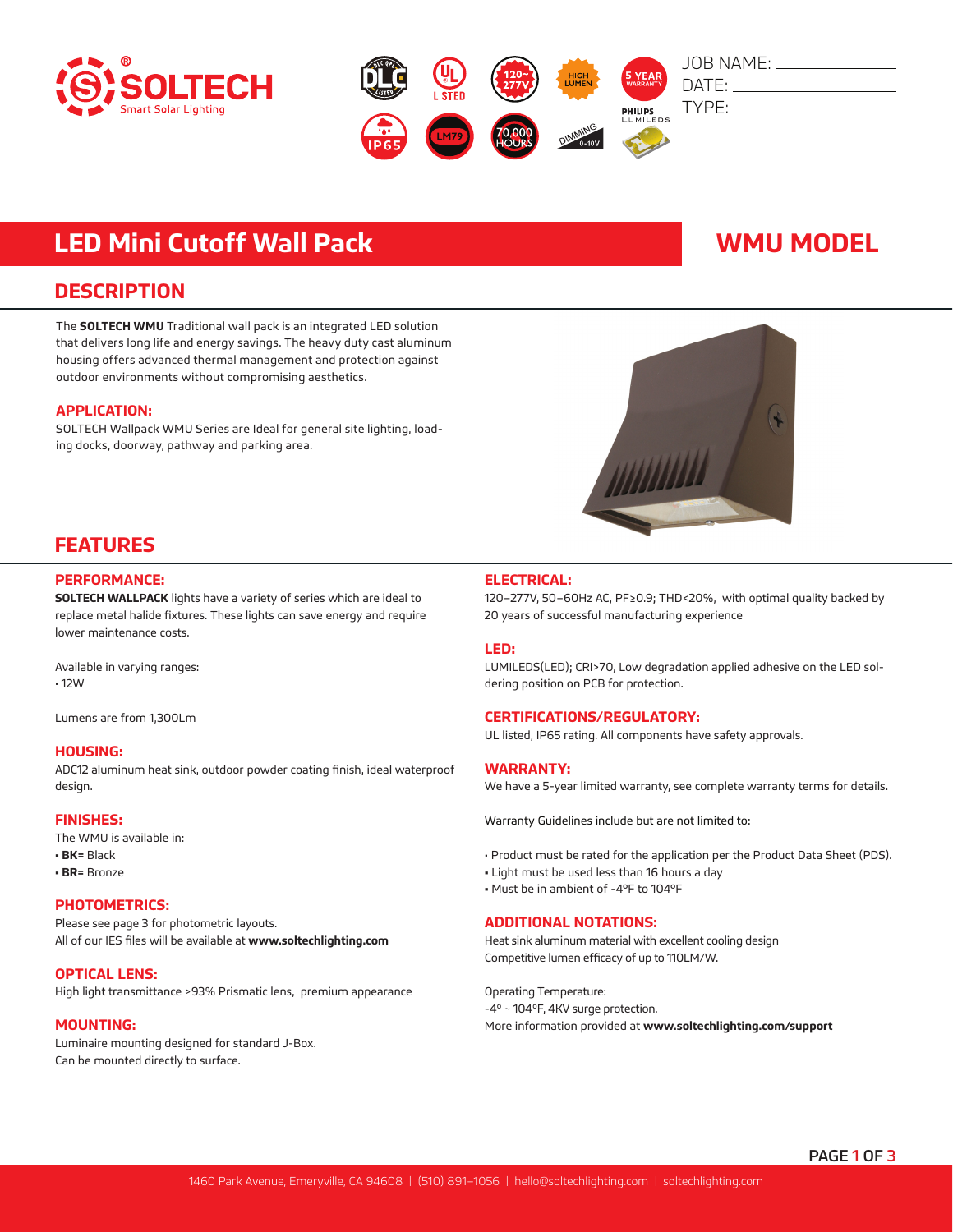SOLTECH
Smart Solar Lighting

JOB NAME: ______________
DATE: ______________
TYPE: ______________

# LED Mini Cutoff Wall Pack

# WMU MODEL

## DESCRIPTION

The **SOLTECH WMU** Traditional wall pack is an integrated LED solution that delivers long life and energy savings. The heavy duty cast aluminum housing offers advanced thermal management and protection against outdoor environments without compromising aesthetics.

### APPLICATION:

SOLTECH Wallpack WMU Series are Ideal for general site lighting, loading docks, doorway, pathway and parking area.

## FEATURES

### PERFORMANCE:

**SOLTECH WALLPACK** lights have a variety of series which are ideal to replace metal halide fixtures. These lights can save energy and require lower maintenance costs.

Available in varying ranges:
- 12W

Lumens are from 1,300Lm

### HOUSING:

ADC12 aluminum heat sink, outdoor powder coating finish, ideal waterproof design.

### FINISHES:

The WMU is available in:
- **BK=** Black
- **BR=** Bronze

### PHOTOMETRICS:

Please see page 3 for photometric layouts.
All of our IES files will be available at **www.soltechlighting.com**

### OPTICAL LENS:

High light transmittance >93% Prismatic lens, premium appearance

### MOUNTING:

Luminaire mounting designed for standard J-Box.
Can be mounted directly to surface.

### ELECTRICAL:

120–277V, 50–60Hz AC, PF≥0.9; THD<20%, with optimal quality backed by 20 years of successful manufacturing experience

### LED:

LUMILEDS(LED); CRI>70, Low degradation applied adhesive on the LED soldering position on PCB for protection.

### CERTIFICATIONS/REGULATORY:

UL listed, IP65 rating. All components have safety approvals.

### WARRANTY:

We have a 5-year limited warranty, see complete warranty terms for details.

Warranty Guidelines include but are not limited to:

- Product must be rated for the application per the Product Data Sheet (PDS).
- Light must be used less than 16 hours a day
- Must be in ambient of -4°F to 104°F

### ADDITIONAL NOTATIONS:

Heat sink aluminum material with excellent cooling design
Competitive lumen efficacy of up to 110LM/W.

Operating Temperature:
-4° ~ 104°F, 4KV surge protection.
More information provided at **www.soltechlighting.com/support**

1460 Park Avenue, Emeryville, CA 94608 | (510) 891–1056 | hello@soltechlighting.com | soltechlighting.com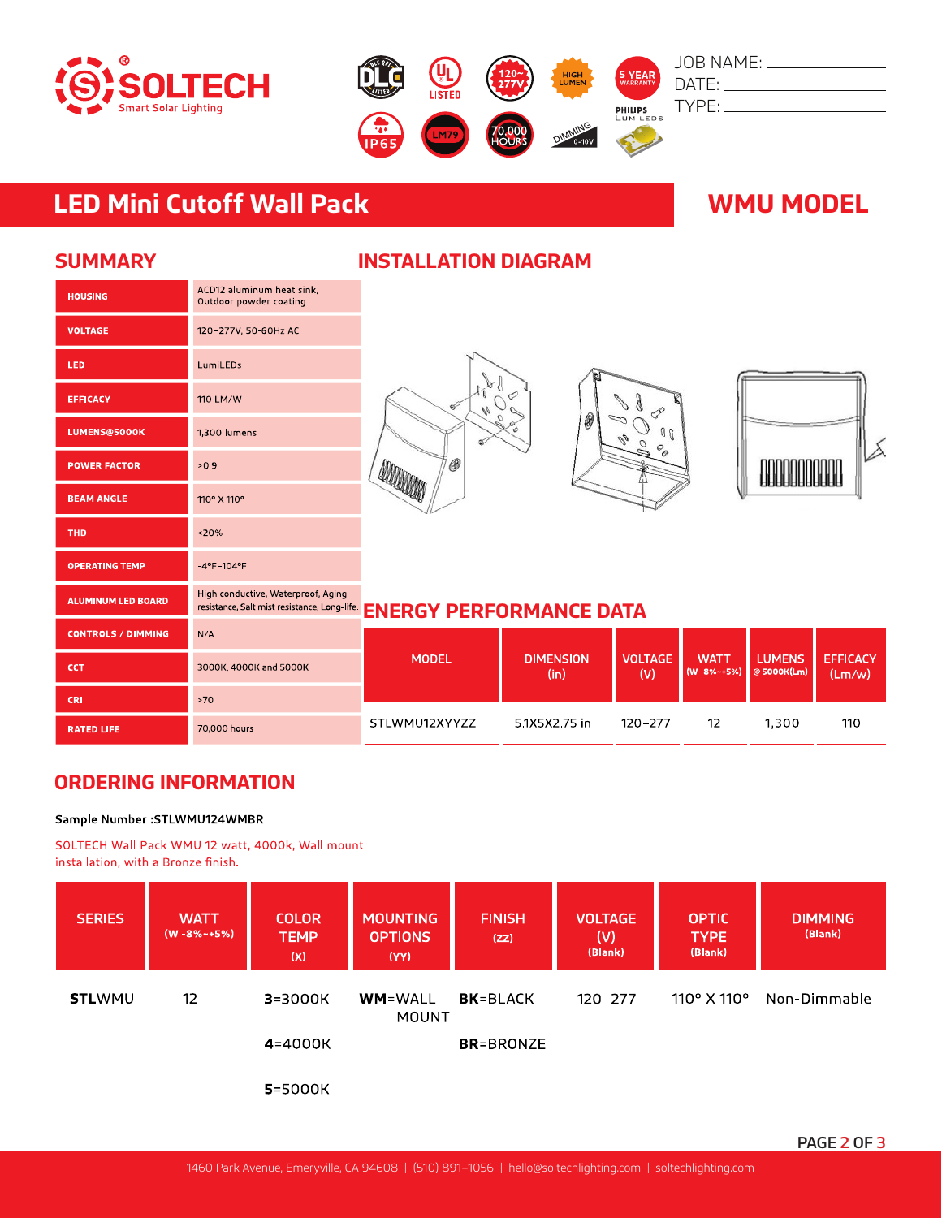SOLTECH
Smart Solar Lighting

JOB NAME: ____________
DATE: ____________
TYPE: ____________

# LED Mini Cutoff Wall Pack

# WMU MODEL

## SUMMARY

| | |
|---|---|
| HOUSING | ACD12 aluminum heat sink, Outdoor powder coating. |
| VOLTAGE | 120-277V, 50-60Hz AC |
| LED | LumiLEDs |
| EFFICACY | 110 LM/W |
| LUMENS@5000K | 1,300 lumens |
| POWER FACTOR | >0.9 |
| BEAM ANGLE | 110° X 110° |
| THD | <20% |
| OPERATING TEMP | -4°F-104°F |
| ALUMINUM LED BOARD | High conductive, Waterproof, Aging resistance, Salt mist resistance, Long-life. |
| CONTROLS / DIMMING | N/A |
| CCT | 3000K, 4000K and 5000K |
| CRI | >70 |
| RATED LIFE | 70,000 hours |

## INSTALLATION DIAGRAM

## ENERGY PERFORMANCE DATA

| MODEL | DIMENSION (in) | VOLTAGE (V) | WATT (W -8%~+5%) | LUMENS @ 5000K(Lm) | EFFICACY (Lm/w) |
|---|---|---|---|---|---|
| STLWMU12XYYZZ | 5.1X5X2.75 in | 120-277 | 12 | 1,300 | 110 |

## ORDERING INFORMATION

**Sample Number :STLWMU124WMBR**

SOLTECH Wall Pack WMU 12 watt, 4000k, Wall mount installation, with a Bronze finish.

| SERIES | WATT (W -8%~+5%) | COLOR TEMP (X) | MOUNTING OPTIONS (YY) | FINISH (ZZ) | VOLTAGE (V) (Blank) | OPTIC TYPE (Blank) | DIMMING (Blank) |
|---|---|---|---|---|---|---|---|
| **STL**WMU | 12 | **3**=3000K | **WM**=WALL MOUNT | **BK**=BLACK | 120-277 | 110° X 110° | Non-Dimmable |
| | | **4**=4000K | | **BR**=BRONZE | | | |
| | | **5**=5000K | | | | | |

1460 Park Avenue, Emeryville, CA 94608 | (510) 891-1056 | hello@soltechlighting.com | soltechlighting.com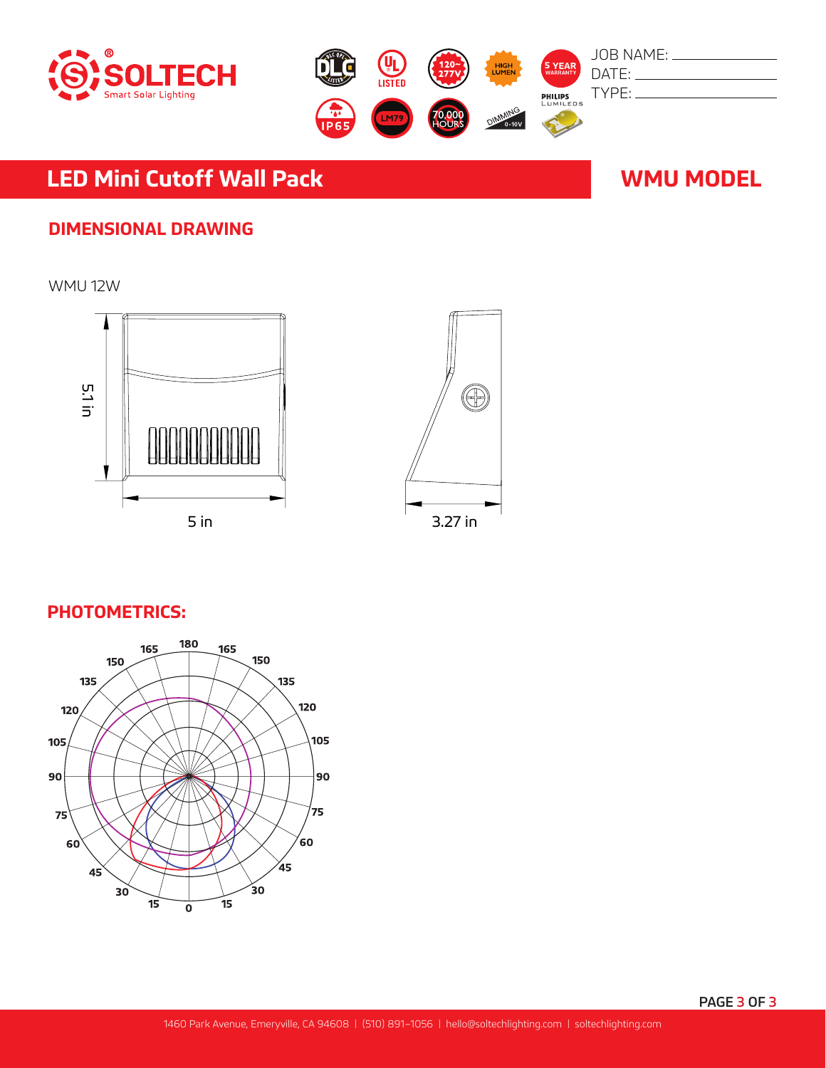SOLTECH
Smart Solar Lighting

DLC QPL LISTED | UL LISTED | 120~277V | HIGH LUMEN | 5 YEAR WARRANTY | IP65 | LM79 | 70,000 HOURS | DIMMING 0-10V | PHILIPS LUMILEDS

JOB NAME: ______________

DATE: ______________

TYPE: ______________

# LED Mini Cutoff Wall Pack

## WMU MODEL

## DIMENSIONAL DRAWING

WMU 12W

5.1 in

5 in

3.27 in

## PHOTOMETRICS:

180
165
165
150
150
135
135
120
120
105
105
90
90
75
75
60
60
45
45
30
30
15
15
0

1460 Park Avenue, Emeryville, CA 94608 | (510) 891-1056 | hello@soltechlighting.com | soltechlighting.com